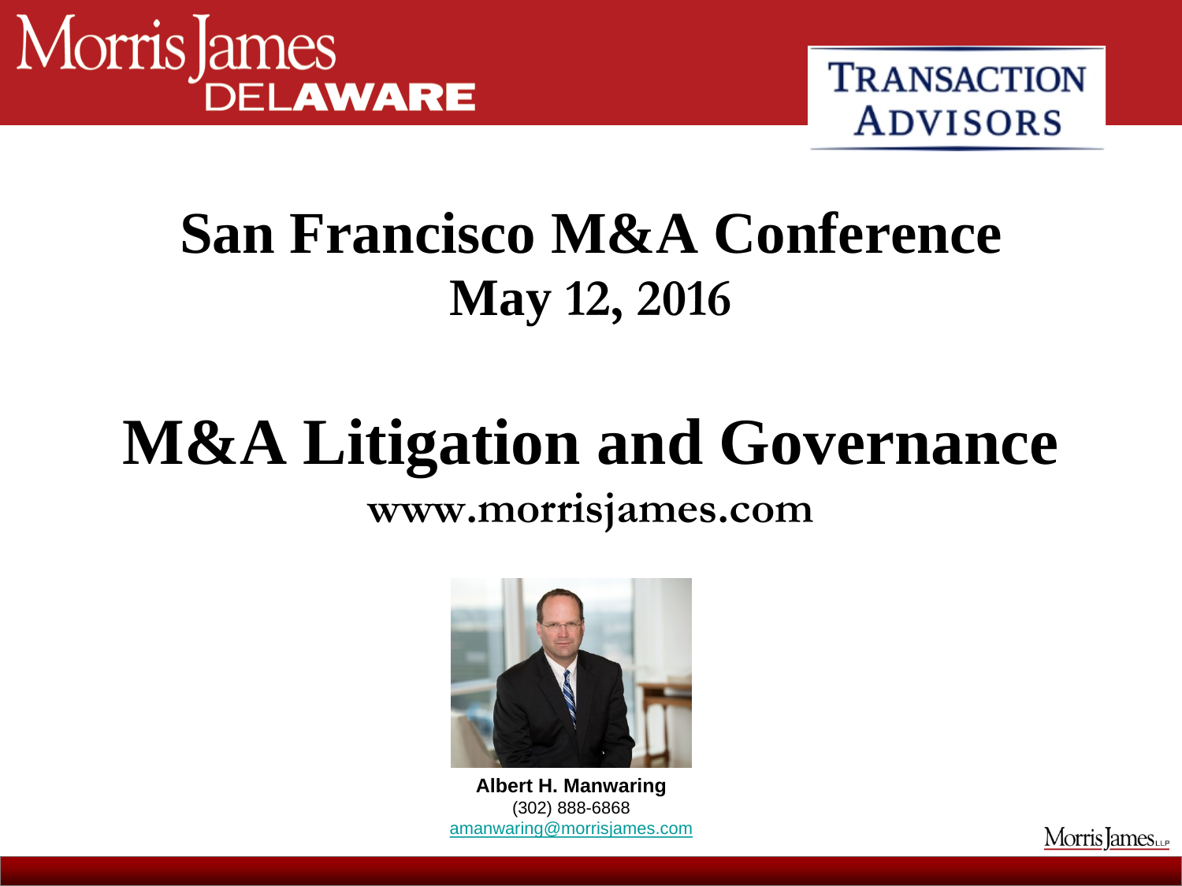Morris James DELAWARE

TRANSACTION ADVISORS

# San Francisco M&A Conference

## May 12, 2016

# M&A Litigation and Governance

**www.morrisjames.com**

**Albert H. Manwaring**
(302) 888-6868
amanwaring@morrisjames.com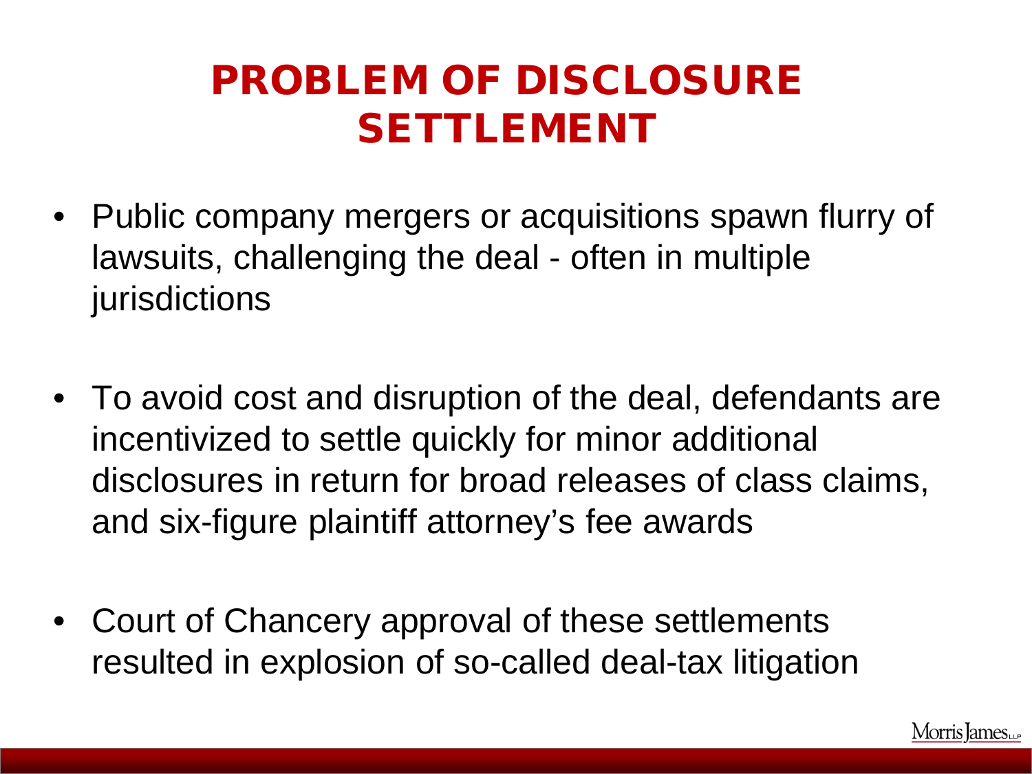# PROBLEM OF DISCLOSURE SETTLEMENT

- Public company mergers or acquisitions spawn flurry of lawsuits, challenging the deal - often in multiple jurisdictions

- To avoid cost and disruption of the deal, defendants are incentivized to settle quickly for minor additional disclosures in return for broad releases of class claims, and six-figure plaintiff attorney's fee awards

- Court of Chancery approval of these settlements resulted in explosion of so-called deal-tax litigation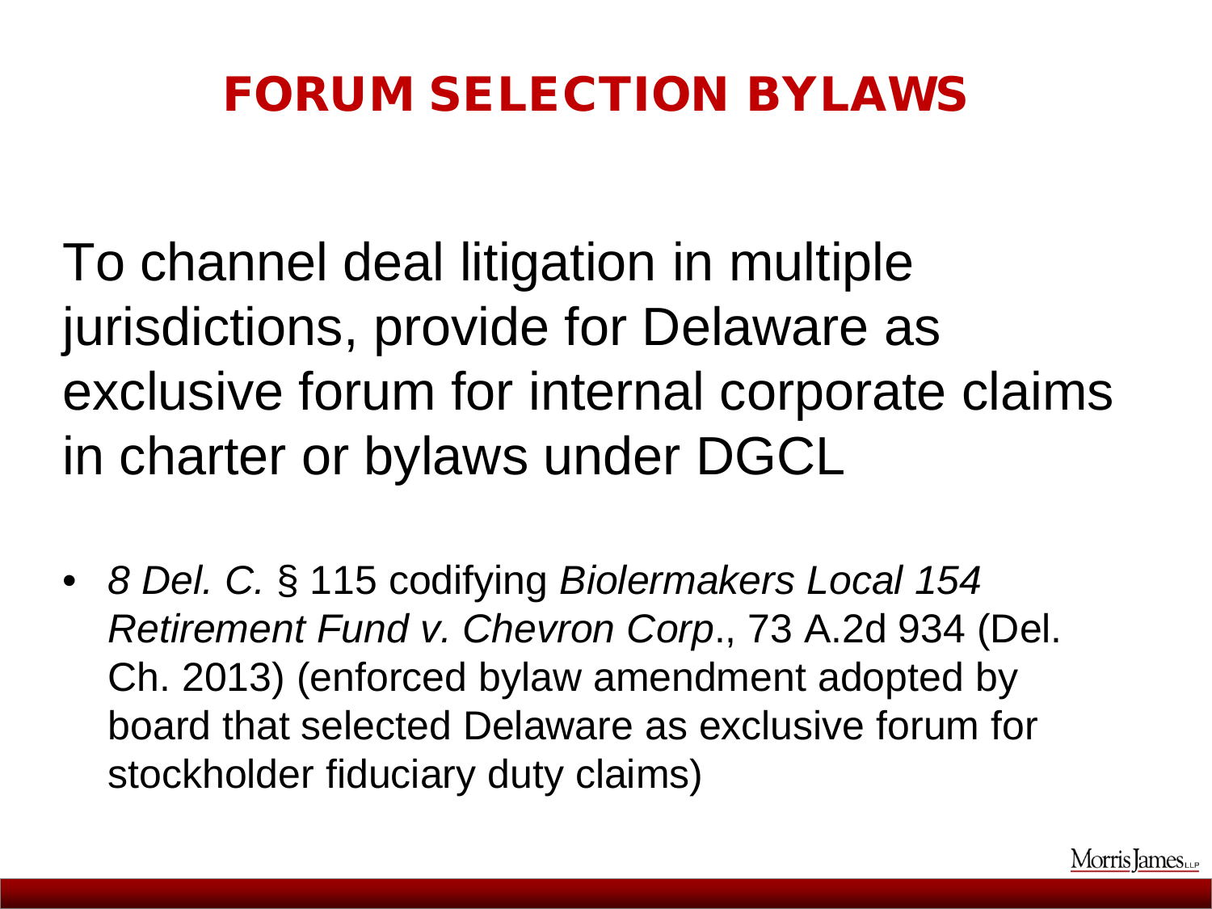# FORUM SELECTION BYLAWS

To channel deal litigation in multiple jurisdictions, provide for Delaware as exclusive forum for internal corporate claims in charter or bylaws under DGCL

- *8 Del. C.* § 115 codifying *Biolermakers Local 154 Retirement Fund v. Chevron Corp*., 73 A.2d 934 (Del. Ch. 2013) (enforced bylaw amendment adopted by board that selected Delaware as exclusive forum for stockholder fiduciary duty claims)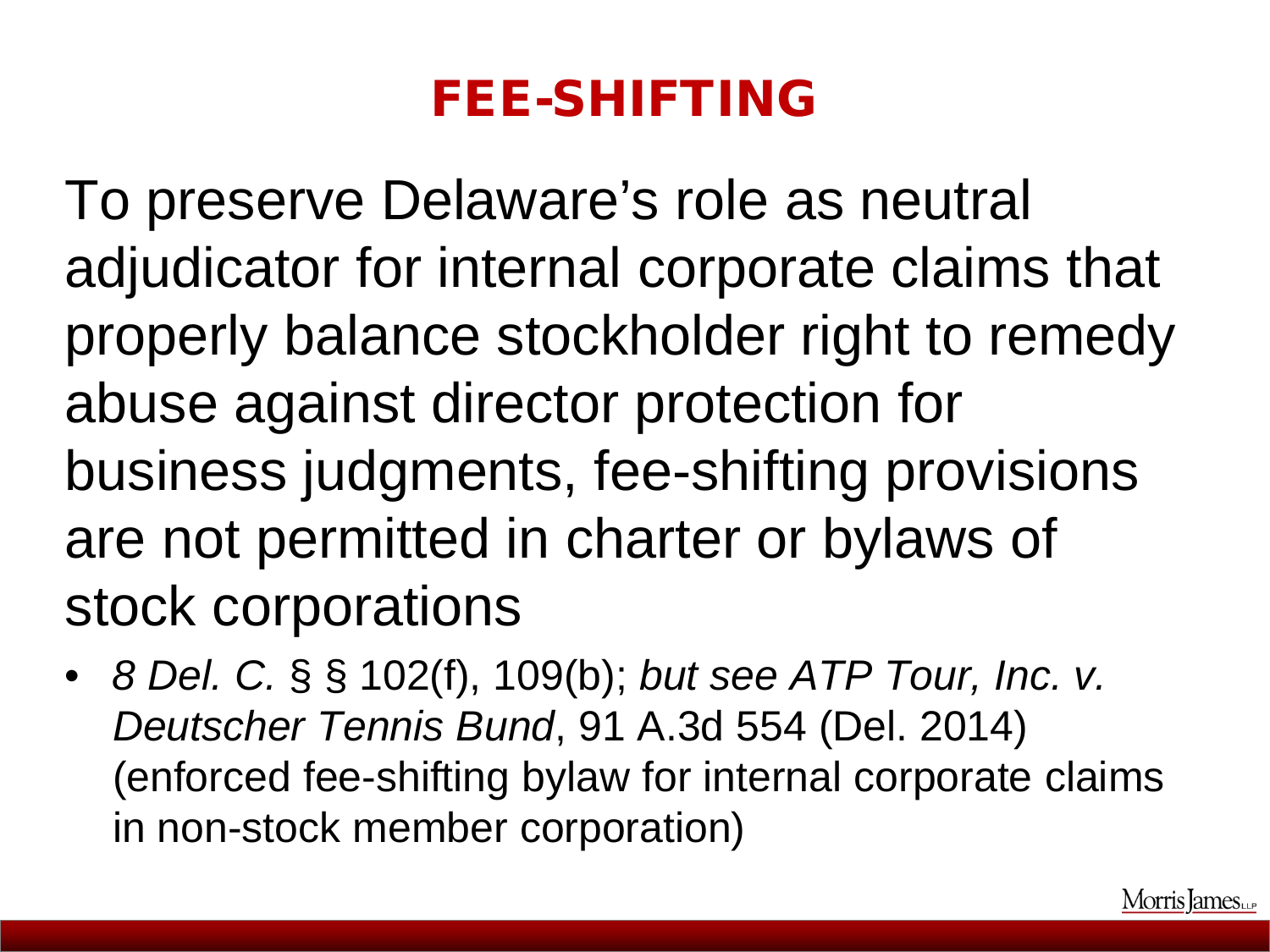# FEE-SHIFTING

To preserve Delaware's role as neutral adjudicator for internal corporate claims that properly balance stockholder right to remedy abuse against director protection for business judgments, fee-shifting provisions are not permitted in charter or bylaws of stock corporations

- *8 Del. C.* § § 102(f), 109(b); *but see ATP Tour, Inc. v. Deutscher Tennis Bund*, 91 A.3d 554 (Del. 2014) (enforced fee-shifting bylaw for internal corporate claims in non-stock member corporation)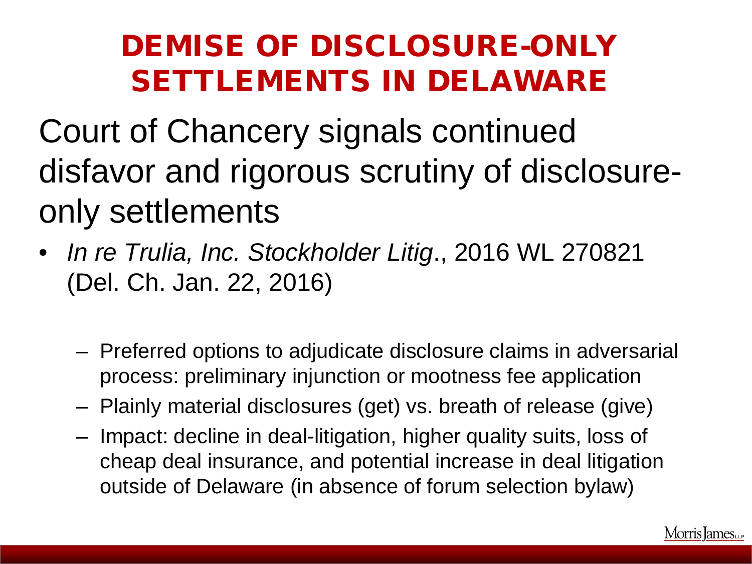# DEMISE OF DISCLOSURE-ONLY SETTLEMENTS IN DELAWARE

Court of Chancery signals continued disfavor and rigorous scrutiny of disclosure-only settlements

- *In re Trulia, Inc. Stockholder Litig*., 2016 WL 270821 (Del. Ch. Jan. 22, 2016)
  - Preferred options to adjudicate disclosure claims in adversarial process: preliminary injunction or mootness fee application
  - Plainly material disclosures (get) vs. breath of release (give)
  - Impact: decline in deal-litigation, higher quality suits, loss of cheap deal insurance, and potential increase in deal litigation outside of Delaware (in absence of forum selection bylaw)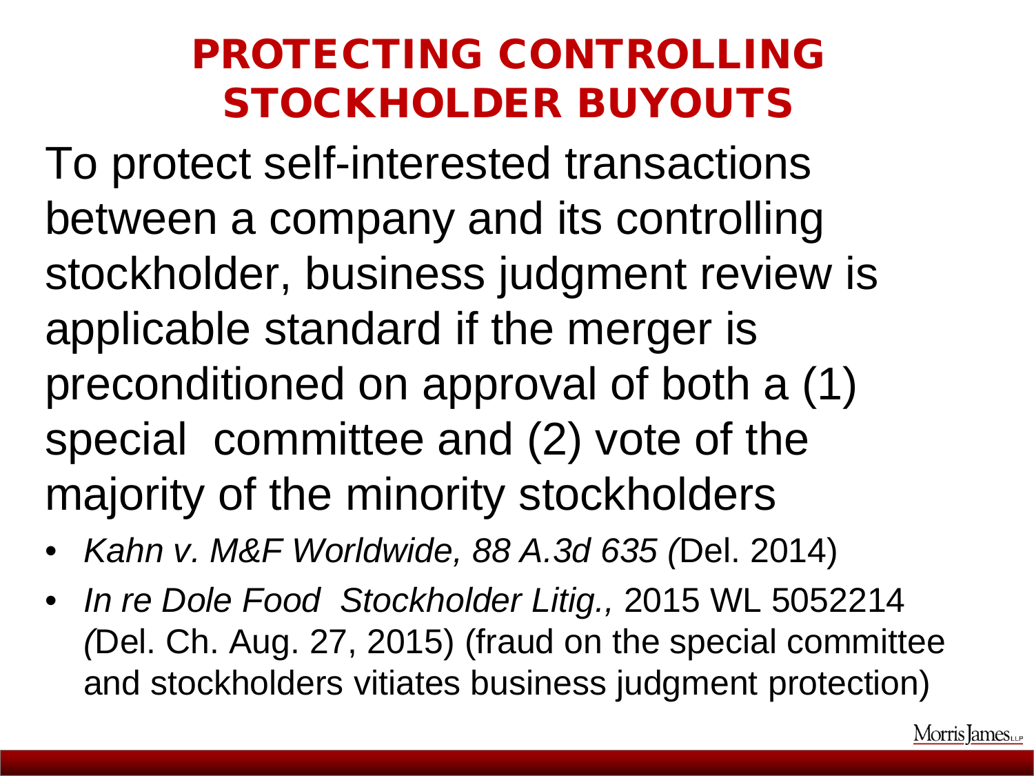# PROTECTING CONTROLLING STOCKHOLDER BUYOUTS

To protect self-interested transactions between a company and its controlling stockholder, business judgment review is applicable standard if the merger is preconditioned on approval of both a (1) special committee and (2) vote of the majority of the minority stockholders

- *Kahn v. M&F Worldwide, 88 A.3d 635 (*Del. 2014)
- *In re Dole Food Stockholder Litig.,* 2015 WL 5052214 *(*Del. Ch. Aug. 27, 2015) (fraud on the special committee and stockholders vitiates business judgment protection)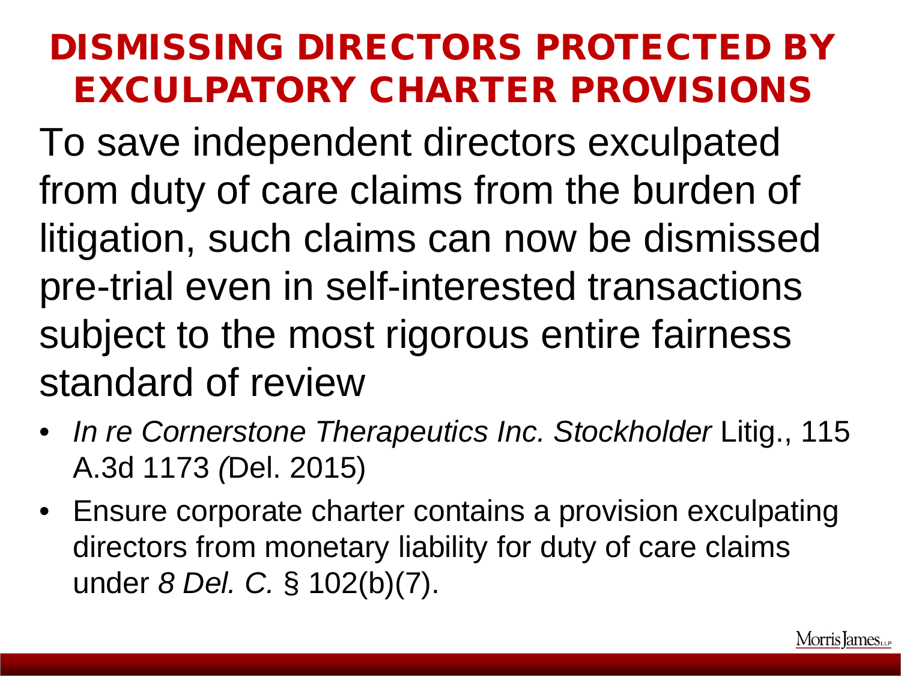# DISMISSING DIRECTORS PROTECTED BY EXCULPATORY CHARTER PROVISIONS

To save independent directors exculpated from duty of care claims from the burden of litigation, such claims can now be dismissed pre-trial even in self-interested transactions subject to the most rigorous entire fairness standard of review

- *In re Cornerstone Therapeutics Inc. Stockholder* Litig., 115 A.3d 1173 *(*Del. 2015)
- Ensure corporate charter contains a provision exculpating directors from monetary liability for duty of care claims under *8 Del. C.* § 102(b)(7).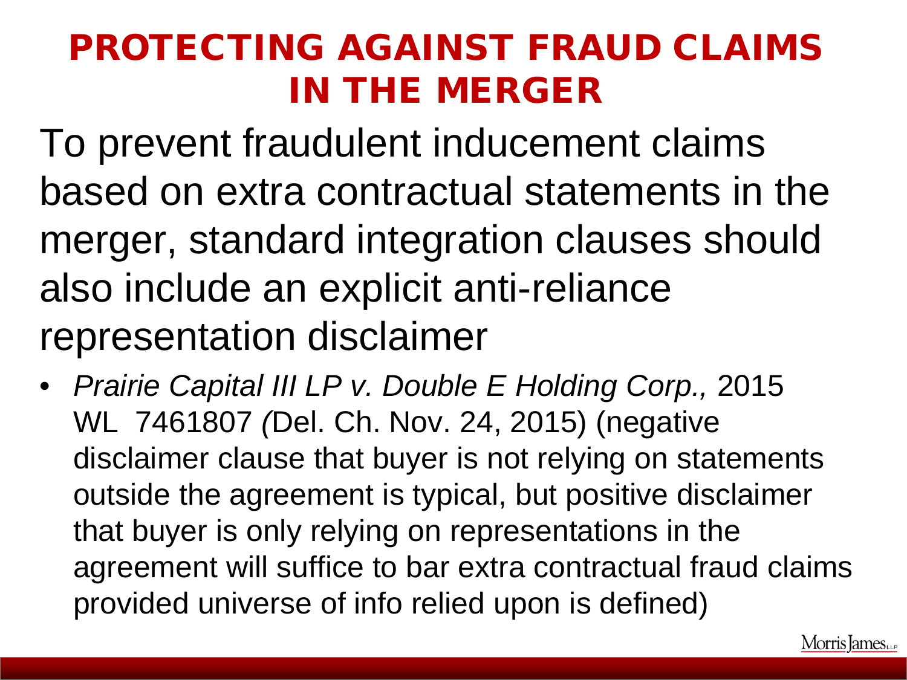# PROTECTING AGAINST FRAUD CLAIMS IN THE MERGER

To prevent fraudulent inducement claims based on extra contractual statements in the merger, standard integration clauses should also include an explicit anti-reliance representation disclaimer

- *Prairie Capital III LP v. Double E Holding Corp.,* 2015 WL 7461807 *(*Del. Ch. Nov. 24, 2015) (negative disclaimer clause that buyer is not relying on statements outside the agreement is typical, but positive disclaimer that buyer is only relying on representations in the agreement will suffice to bar extra contractual fraud claims provided universe of info relied upon is defined)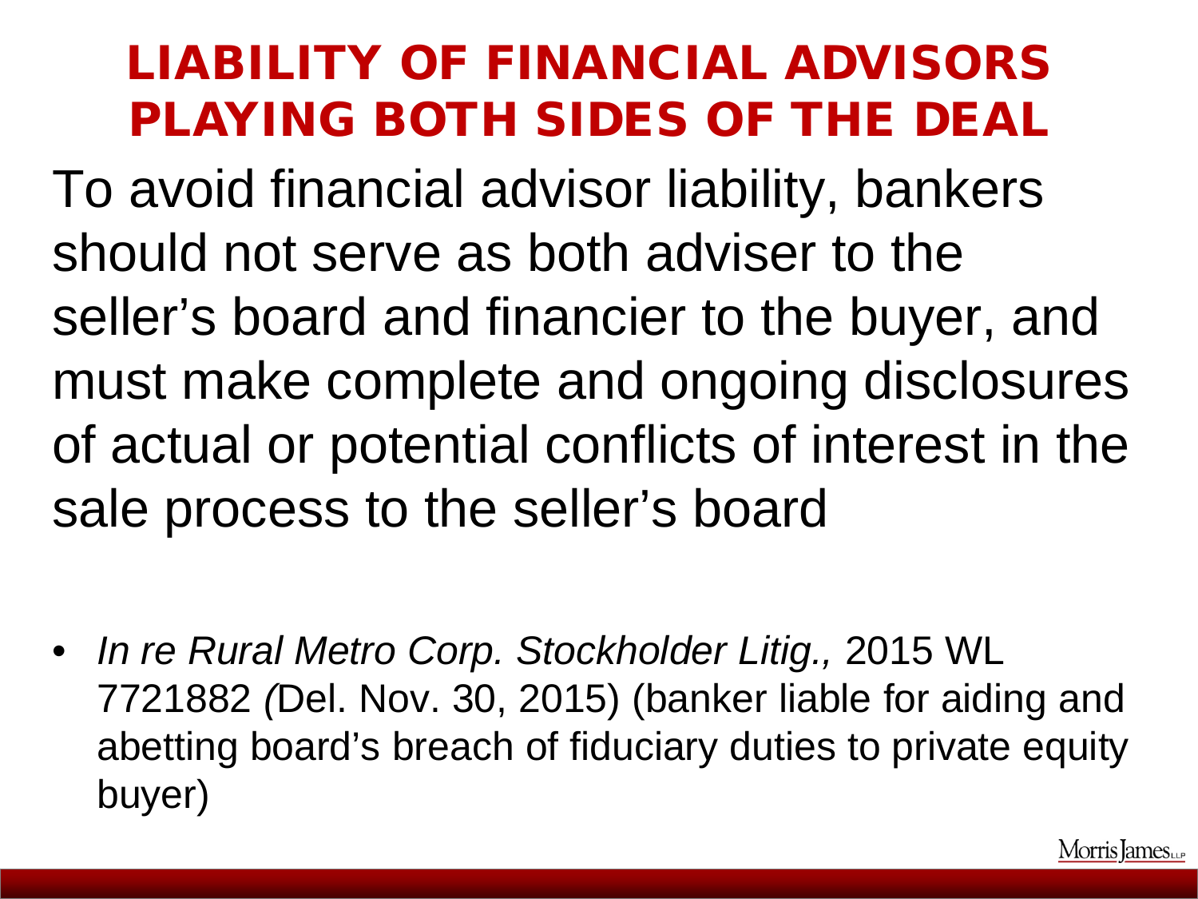# LIABILITY OF FINANCIAL ADVISORS PLAYING BOTH SIDES OF THE DEAL

To avoid financial advisor liability, bankers should not serve as both adviser to the seller's board and financier to the buyer, and must make complete and ongoing disclosures of actual or potential conflicts of interest in the sale process to the seller's board

- *In re Rural Metro Corp. Stockholder Litig.,* 2015 WL 7721882 *(*Del. Nov. 30, 2015) (banker liable for aiding and abetting board's breach of fiduciary duties to private equity buyer)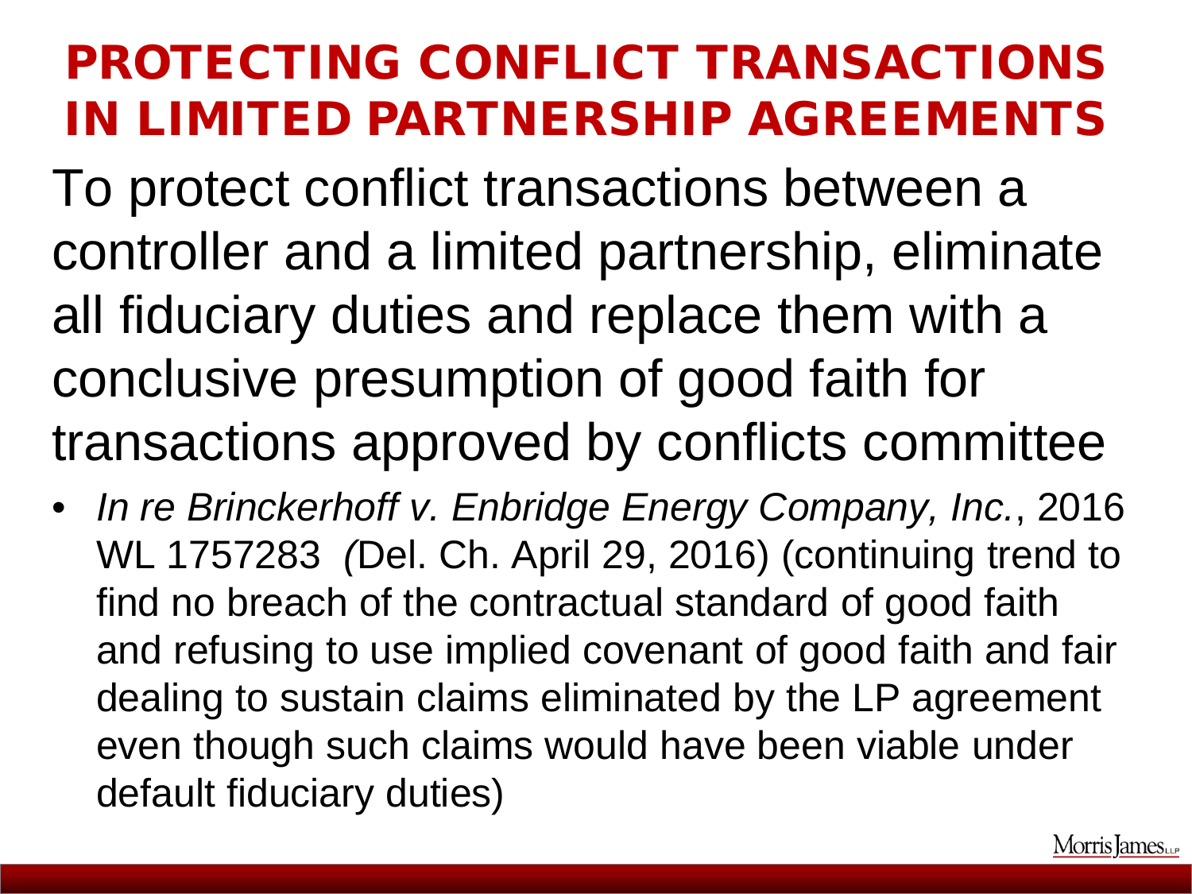# PROTECTING CONFLICT TRANSACTIONS IN LIMITED PARTNERSHIP AGREEMENTS

To protect conflict transactions between a controller and a limited partnership, eliminate all fiduciary duties and replace them with a conclusive presumption of good faith for transactions approved by conflicts committee

- *In re Brinckerhoff v. Enbridge Energy Company, Inc.*, 2016 WL 1757283 *(*Del. Ch. April 29, 2016) (continuing trend to find no breach of the contractual standard of good faith and refusing to use implied covenant of good faith and fair dealing to sustain claims eliminated by the LP agreement even though such claims would have been viable under default fiduciary duties)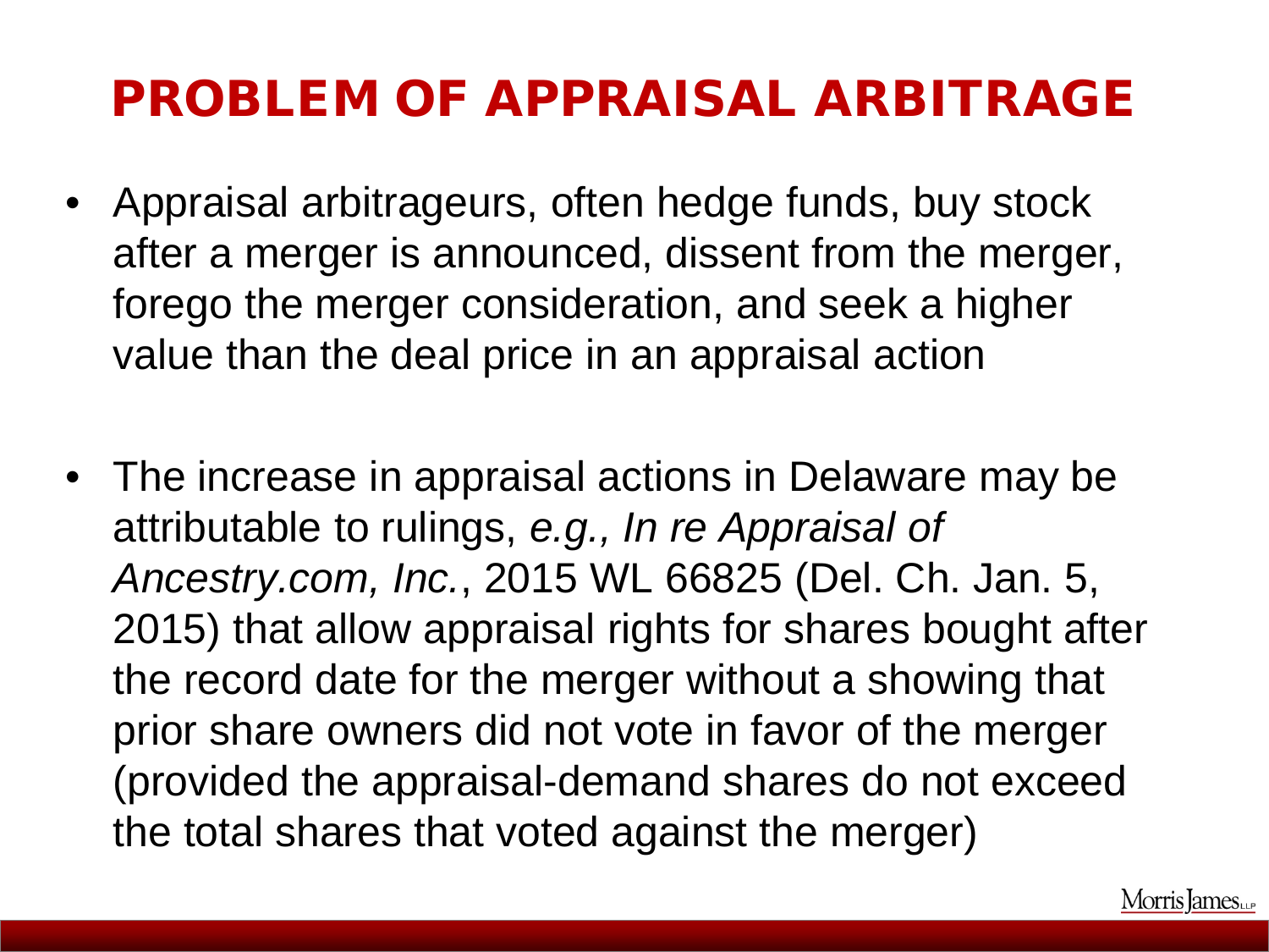# PROBLEM OF APPRAISAL ARBITRAGE

- Appraisal arbitrageurs, often hedge funds, buy stock after a merger is announced, dissent from the merger, forego the merger consideration, and seek a higher value than the deal price in an appraisal action

- The increase in appraisal actions in Delaware may be attributable to rulings, *e.g., In re Appraisal of Ancestry.com, Inc.*, 2015 WL 66825 (Del. Ch. Jan. 5, 2015) that allow appraisal rights for shares bought after the record date for the merger without a showing that prior share owners did not vote in favor of the merger (provided the appraisal-demand shares do not exceed the total shares that voted against the merger)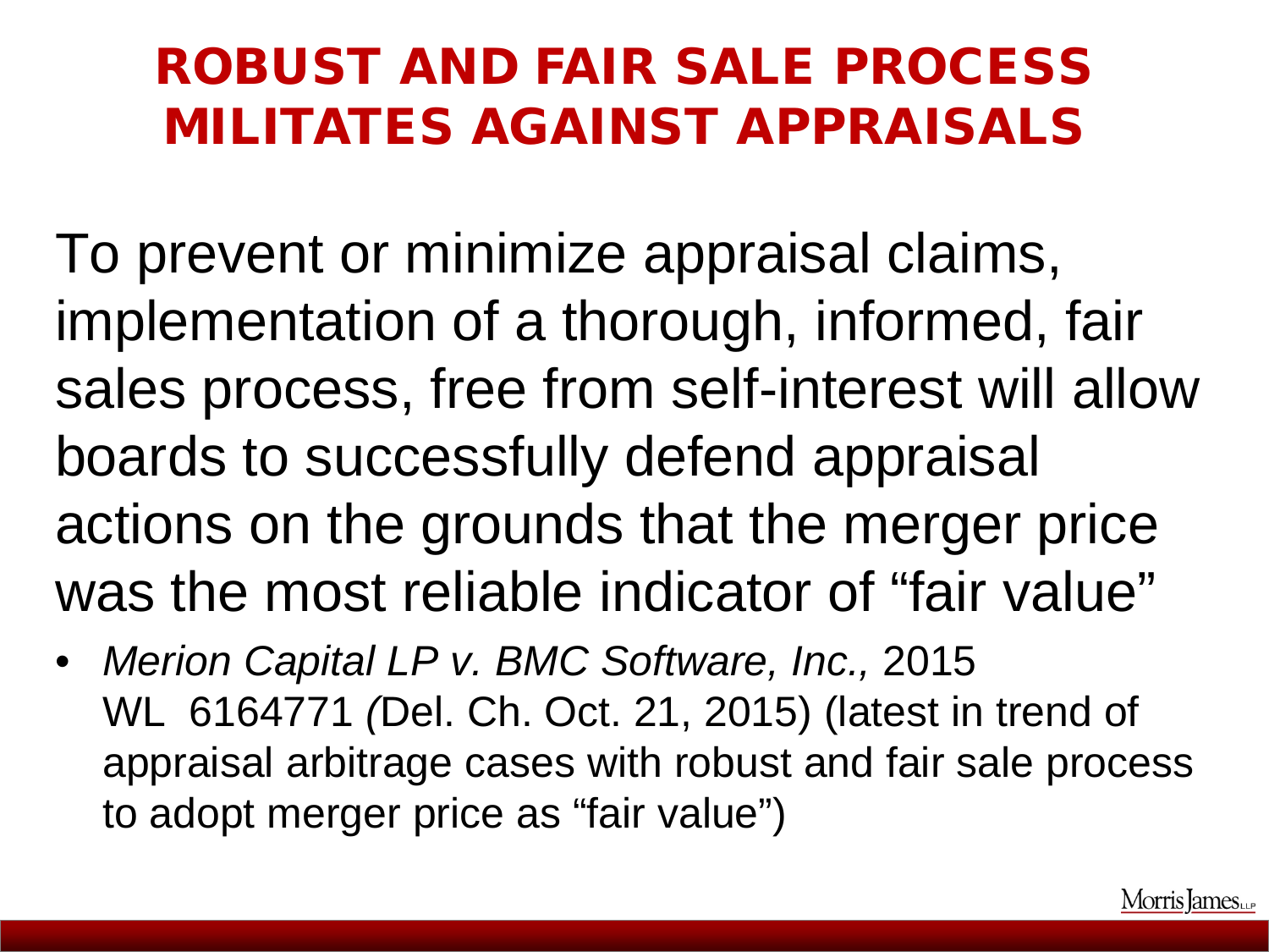# ROBUST AND FAIR SALE PROCESS MILITATES AGAINST APPRAISALS

To prevent or minimize appraisal claims, implementation of a thorough, informed, fair sales process, free from self-interest will allow boards to successfully defend appraisal actions on the grounds that the merger price was the most reliable indicator of "fair value"

- *Merion Capital LP v. BMC Software, Inc.,* 2015 WL 6164771 *(*Del. Ch. Oct. 21, 2015) (latest in trend of appraisal arbitrage cases with robust and fair sale process to adopt merger price as "fair value")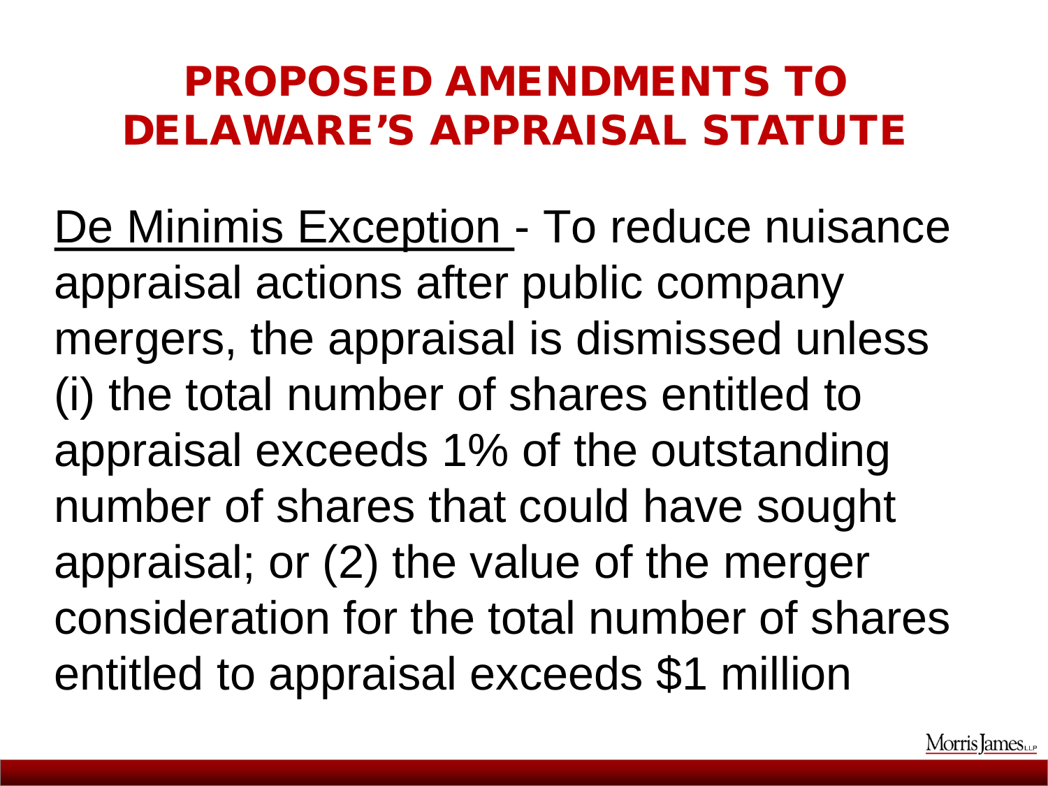# PROPOSED AMENDMENTS TO DELAWARE'S APPRAISAL STATUTE

<u>De Minimis Exception</u> - To reduce nuisance appraisal actions after public company mergers, the appraisal is dismissed unless (i) the total number of shares entitled to appraisal exceeds 1% of the outstanding number of shares that could have sought appraisal; or (2) the value of the merger consideration for the total number of shares entitled to appraisal exceeds $1 million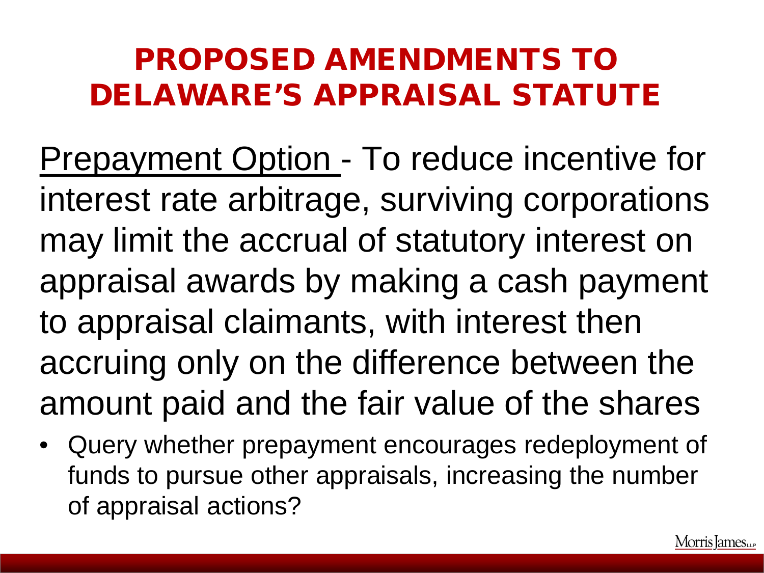# PROPOSED AMENDMENTS TO DELAWARE'S APPRAISAL STATUTE

<u>Prepayment Option</u> - To reduce incentive for interest rate arbitrage, surviving corporations may limit the accrual of statutory interest on appraisal awards by making a cash payment to appraisal claimants, with interest then accruing only on the difference between the amount paid and the fair value of the shares

- Query whether prepayment encourages redeployment of funds to pursue other appraisals, increasing the number of appraisal actions?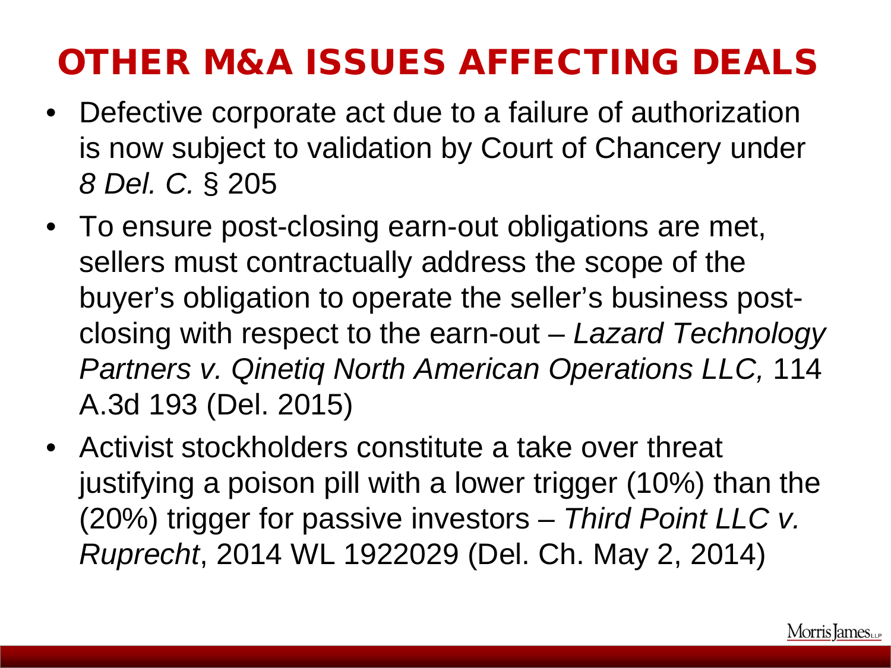# OTHER M&A ISSUES AFFECTING DEALS

- Defective corporate act due to a failure of authorization is now subject to validation by Court of Chancery under *8 Del. C.* § 205
- To ensure post-closing earn-out obligations are met, sellers must contractually address the scope of the buyer's obligation to operate the seller's business post-closing with respect to the earn-out – *Lazard Technology Partners v. Qinetiq North American Operations LLC,* 114 A.3d 193 (Del. 2015)
- Activist stockholders constitute a take over threat justifying a poison pill with a lower trigger (10%) than the (20%) trigger for passive investors – *Third Point LLC v. Ruprecht*, 2014 WL 1922029 (Del. Ch. May 2, 2014)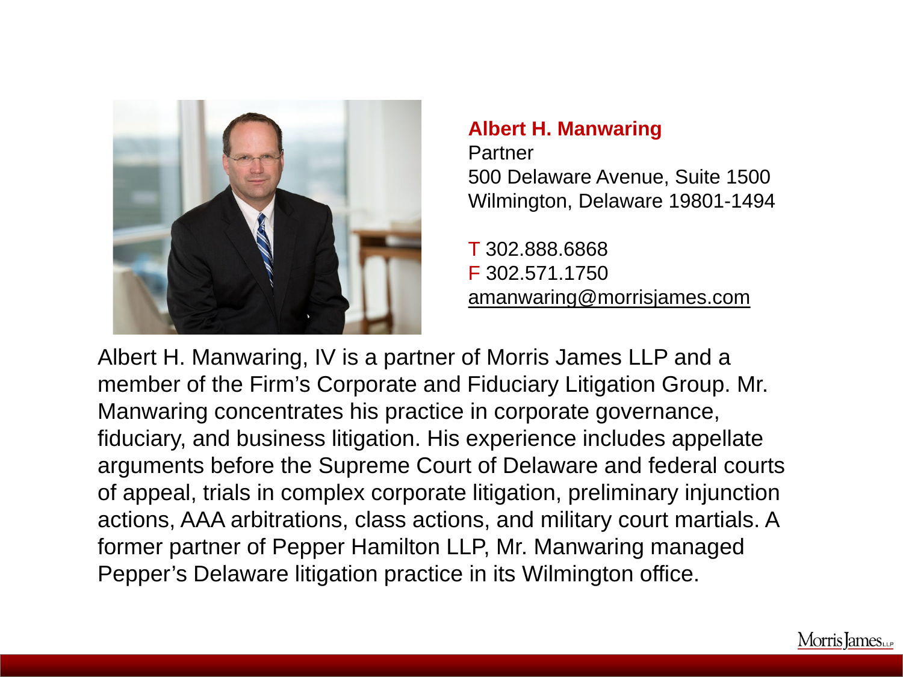**Albert H. Manwaring**
Partner
500 Delaware Avenue, Suite 1500
Wilmington, Delaware 19801-1494

T 302.888.6868
F 302.571.1750
amanwaring@morrisjames.com

Albert H. Manwaring, IV is a partner of Morris James LLP and a member of the Firm's Corporate and Fiduciary Litigation Group. Mr. Manwaring concentrates his practice in corporate governance, fiduciary, and business litigation. His experience includes appellate arguments before the Supreme Court of Delaware and federal courts of appeal, trials in complex corporate litigation, preliminary injunction actions, AAA arbitrations, class actions, and military court martials. A former partner of Pepper Hamilton LLP, Mr. Manwaring managed Pepper's Delaware litigation practice in its Wilmington office.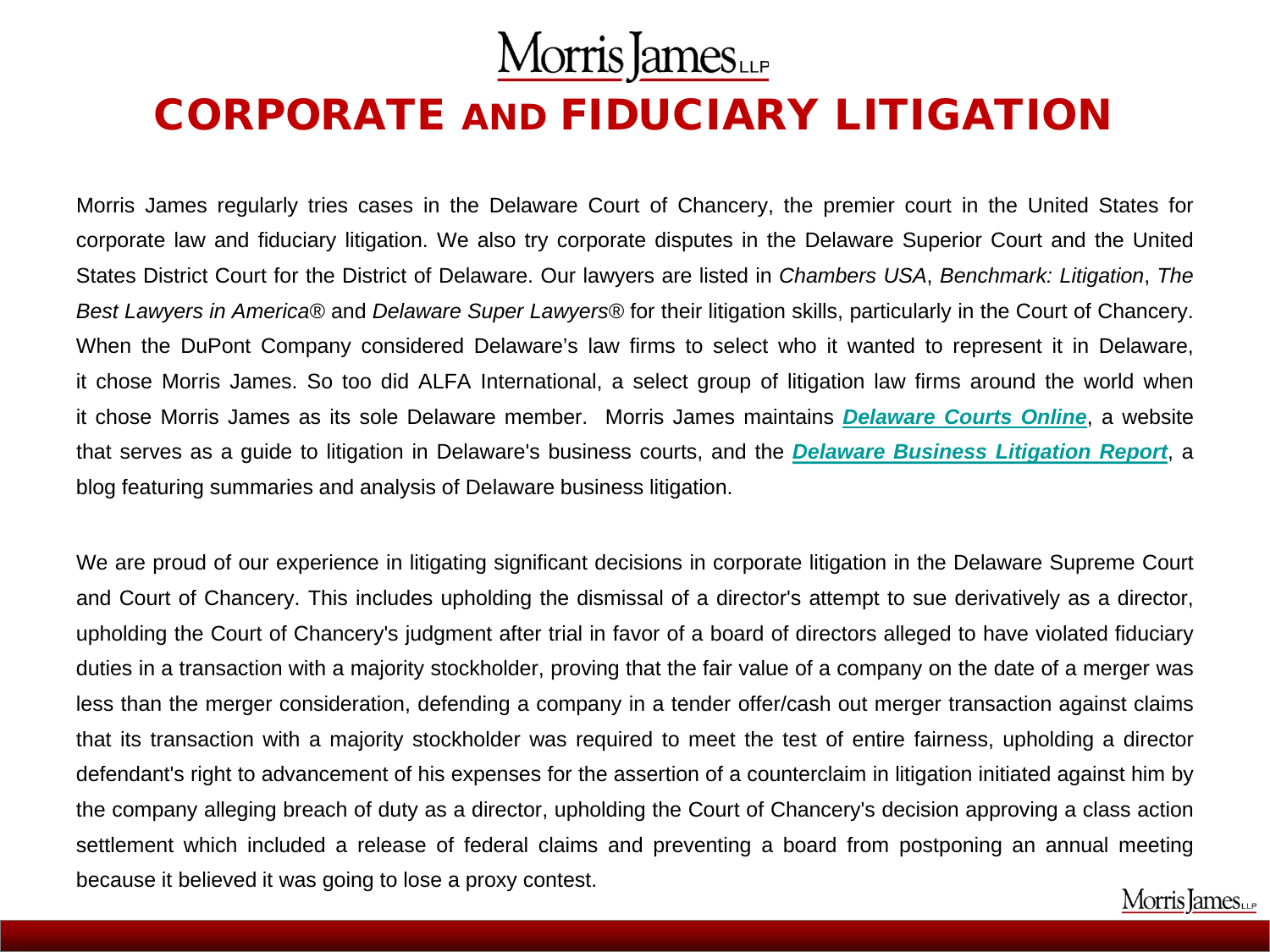# CORPORATE AND FIDUCIARY LITIGATION

Morris James regularly tries cases in the Delaware Court of Chancery, the premier court in the United States for corporate law and fiduciary litigation. We also try corporate disputes in the Delaware Superior Court and the United States District Court for the District of Delaware. Our lawyers are listed in *Chambers USA*, *Benchmark: Litigation*, *The Best Lawyers in America®* and *Delaware Super Lawyers®* for their litigation skills, particularly in the Court of Chancery. When the DuPont Company considered Delaware's law firms to select who it wanted to represent it in Delaware, it chose Morris James. So too did ALFA International, a select group of litigation law firms around the world when it chose Morris James as its sole Delaware member. Morris James maintains ***Delaware Courts Online***, a website that serves as a guide to litigation in Delaware's business courts, and the ***Delaware Business Litigation Report***, a blog featuring summaries and analysis of Delaware business litigation.

We are proud of our experience in litigating significant decisions in corporate litigation in the Delaware Supreme Court and Court of Chancery. This includes upholding the dismissal of a director's attempt to sue derivatively as a director, upholding the Court of Chancery's judgment after trial in favor of a board of directors alleged to have violated fiduciary duties in a transaction with a majority stockholder, proving that the fair value of a company on the date of a merger was less than the merger consideration, defending a company in a tender offer/cash out merger transaction against claims that its transaction with a majority stockholder was required to meet the test of entire fairness, upholding a director defendant's right to advancement of his expenses for the assertion of a counterclaim in litigation initiated against him by the company alleging breach of duty as a director, upholding the Court of Chancery's decision approving a class action settlement which included a release of federal claims and preventing a board from postponing an annual meeting because it believed it was going to lose a proxy contest.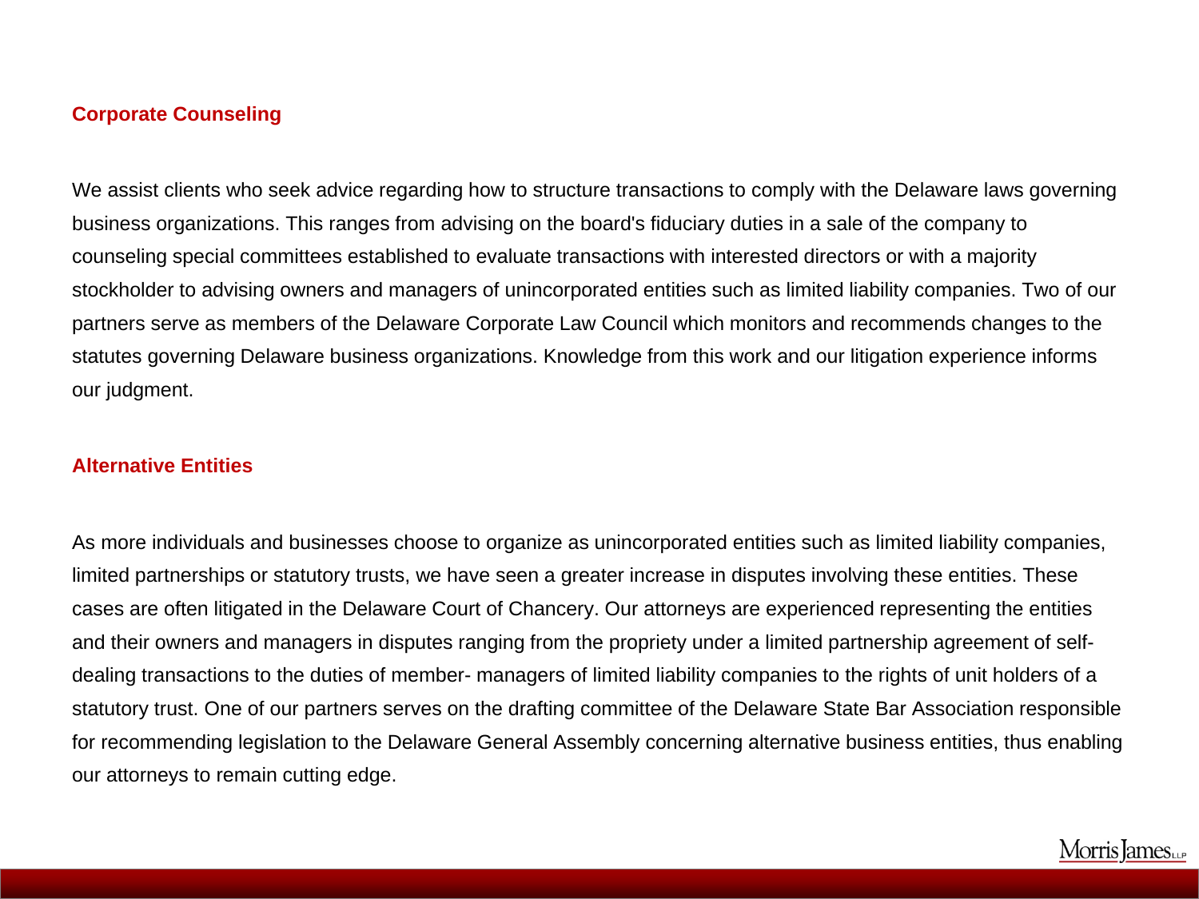## Corporate Counseling

We assist clients who seek advice regarding how to structure transactions to comply with the Delaware laws governing business organizations. This ranges from advising on the board's fiduciary duties in a sale of the company to counseling special committees established to evaluate transactions with interested directors or with a majority stockholder to advising owners and managers of unincorporated entities such as limited liability companies. Two of our partners serve as members of the Delaware Corporate Law Council which monitors and recommends changes to the statutes governing Delaware business organizations. Knowledge from this work and our litigation experience informs our judgment.

## Alternative Entities

As more individuals and businesses choose to organize as unincorporated entities such as limited liability companies, limited partnerships or statutory trusts, we have seen a greater increase in disputes involving these entities. These cases are often litigated in the Delaware Court of Chancery. Our attorneys are experienced representing the entities and their owners and managers in disputes ranging from the propriety under a limited partnership agreement of self-dealing transactions to the duties of member- managers of limited liability companies to the rights of unit holders of a statutory trust. One of our partners serves on the drafting committee of the Delaware State Bar Association responsible for recommending legislation to the Delaware General Assembly concerning alternative business entities, thus enabling our attorneys to remain cutting edge.